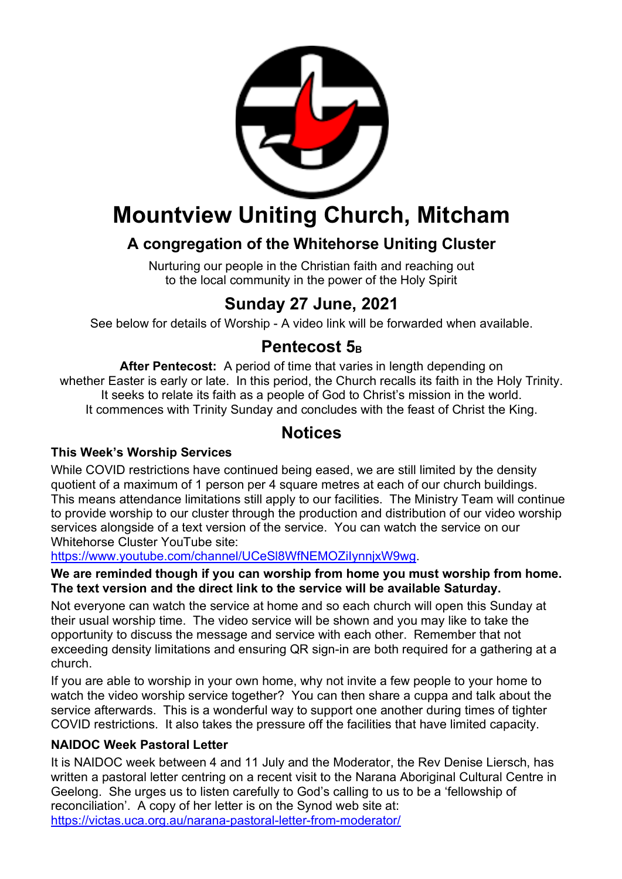# Mountview Uniting Church, Mitcham

## A congregation of the Whitehorse Uniting Cluster

Nurturing our people in the Christian faith and reaching out
to the local community in the power of the Holy Spirit

## Sunday 27 June, 2021

See below for details of Worship - A video link will be forwarded when available.

## Pentecost 5B

**After Pentecost:** A period of time that varies in length depending on whether Easter is early or late. In this period, the Church recalls its faith in the Holy Trinity. It seeks to relate its faith as a people of God to Christ's mission in the world. It commences with Trinity Sunday and concludes with the feast of Christ the King.

## Notices

### This Week's Worship Services

While COVID restrictions have continued being eased, we are still limited by the density quotient of a maximum of 1 person per 4 square metres at each of our church buildings. This means attendance limitations still apply to our facilities. The Ministry Team will continue to provide worship to our cluster through the production and distribution of our video worship services alongside of a text version of the service. You can watch the service on our Whitehorse Cluster YouTube site:
https://www.youtube.com/channel/UCeSl8WfNEMOZiIynnjxW9wg.

**We are reminded though if you can worship from home you must worship from home. The text version and the direct link to the service will be available Saturday.**

Not everyone can watch the service at home and so each church will open this Sunday at their usual worship time. The video service will be shown and you may like to take the opportunity to discuss the message and service with each other. Remember that not exceeding density limitations and ensuring QR sign-in are both required for a gathering at a church.

If you are able to worship in your own home, why not invite a few people to your home to watch the video worship service together? You can then share a cuppa and talk about the service afterwards. This is a wonderful way to support one another during times of tighter COVID restrictions. It also takes the pressure off the facilities that have limited capacity.

### NAIDOC Week Pastoral Letter

It is NAIDOC week between 4 and 11 July and the Moderator, the Rev Denise Liersch, has written a pastoral letter centring on a recent visit to the Narana Aboriginal Cultural Centre in Geelong. She urges us to listen carefully to God's calling to us to be a 'fellowship of reconciliation'. A copy of her letter is on the Synod web site at:
https://victas.uca.org.au/narana-pastoral-letter-from-moderator/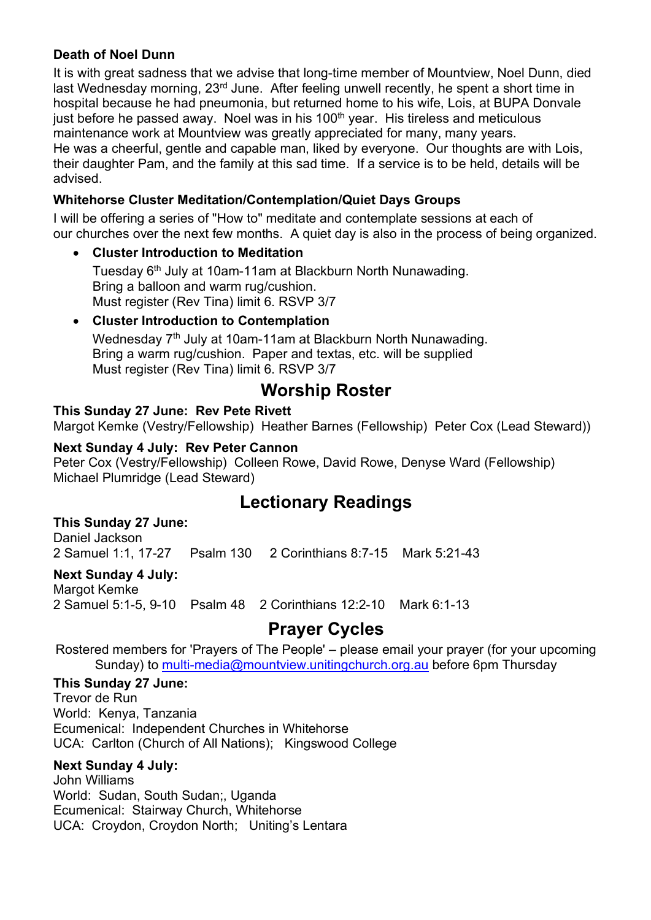**Death of Noel Dunn**

It is with great sadness that we advise that long-time member of Mountview, Noel Dunn, died last Wednesday morning, 23rd June. After feeling unwell recently, he spent a short time in hospital because he had pneumonia, but returned home to his wife, Lois, at BUPA Donvale just before he passed away. Noel was in his 100th year. His tireless and meticulous maintenance work at Mountview was greatly appreciated for many, many years.
He was a cheerful, gentle and capable man, liked by everyone. Our thoughts are with Lois, their daughter Pam, and the family at this sad time. If a service is to be held, details will be advised.

**Whitehorse Cluster Meditation/Contemplation/Quiet Days Groups**

I will be offering a series of "How to" meditate and contemplate sessions at each of our churches over the next few months. A quiet day is also in the process of being organized.

- **Cluster Introduction to Meditation**
  Tuesday 6th July at 10am-11am at Blackburn North Nunawading.
  Bring a balloon and warm rug/cushion.
  Must register (Rev Tina) limit 6. RSVP 3/7
- **Cluster Introduction to Contemplation**
  Wednesday 7th July at 10am-11am at Blackburn North Nunawading.
  Bring a warm rug/cushion. Paper and textas, etc. will be supplied
  Must register (Rev Tina) limit 6. RSVP 3/7

## Worship Roster

**This Sunday 27 June: Rev Pete Rivett**
Margot Kemke (Vestry/Fellowship) Heather Barnes (Fellowship) Peter Cox (Lead Steward))

**Next Sunday 4 July: Rev Peter Cannon**
Peter Cox (Vestry/Fellowship) Colleen Rowe, David Rowe, Denyse Ward (Fellowship)
Michael Plumridge (Lead Steward)

## Lectionary Readings

**This Sunday 27 June:**
Daniel Jackson
2 Samuel 1:1, 17-27 Psalm 130 2 Corinthians 8:7-15 Mark 5:21-43

**Next Sunday 4 July:**
Margot Kemke
2 Samuel 5:1-5, 9-10 Psalm 48 2 Corinthians 12:2-10 Mark 6:1-13

## Prayer Cycles

Rostered members for 'Prayers of The People' – please email your prayer (for your upcoming Sunday) to multi-media@mountview.unitingchurch.org.au before 6pm Thursday

**This Sunday 27 June:**
Trevor de Run
World: Kenya, Tanzania
Ecumenical: Independent Churches in Whitehorse
UCA: Carlton (Church of All Nations); Kingswood College

**Next Sunday 4 July:**
John Williams
World: Sudan, South Sudan;, Uganda
Ecumenical: Stairway Church, Whitehorse
UCA: Croydon, Croydon North; Uniting's Lentara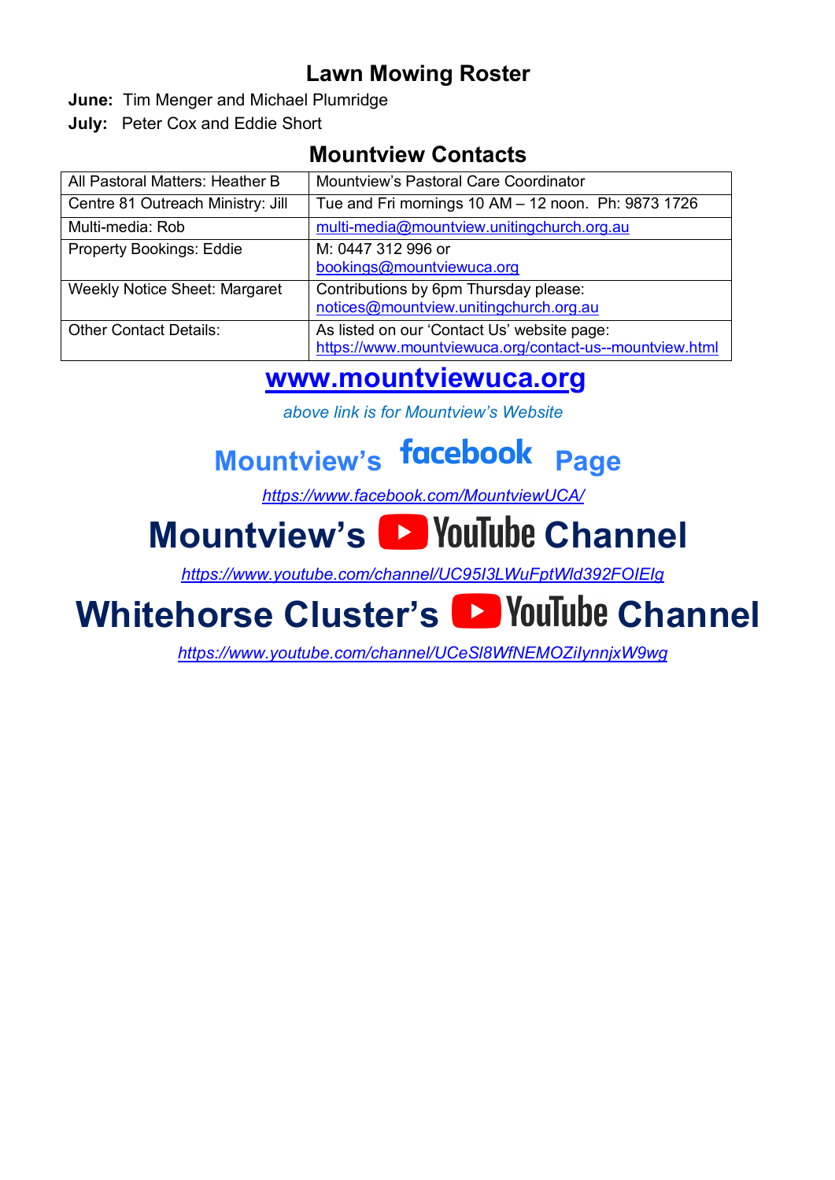## Lawn Mowing Roster

**June:** Tim Menger and Michael Plumridge

**July:** Peter Cox and Eddie Short

## Mountview Contacts

| | |
|---|---|
| All Pastoral Matters: Heather B | Mountview's Pastoral Care Coordinator |
| Centre 81 Outreach Ministry: Jill | Tue and Fri mornings 10 AM – 12 noon. Ph: 9873 1726 |
| Multi-media: Rob | multi-media@mountview.unitingchurch.org.au |
| Property Bookings: Eddie | M: 0447 312 996 or bookings@mountviewuca.org |
| Weekly Notice Sheet: Margaret | Contributions by 6pm Thursday please: notices@mountview.unitingchurch.org.au |
| Other Contact Details: | As listed on our 'Contact Us' website page: https://www.mountviewuca.org/contact-us--mountview.html |

## www.mountviewuca.org

*above link is for Mountview's Website*

## Mountview's facebook Page

*https://www.facebook.com/MountviewUCA/*

## Mountview's YouTube Channel

*https://www.youtube.com/channel/UC95I3LWuFptWld392FOIElg*

## Whitehorse Cluster's YouTube Channel

*https://www.youtube.com/channel/UCeSl8WfNEMOZiIynnjxW9wg*